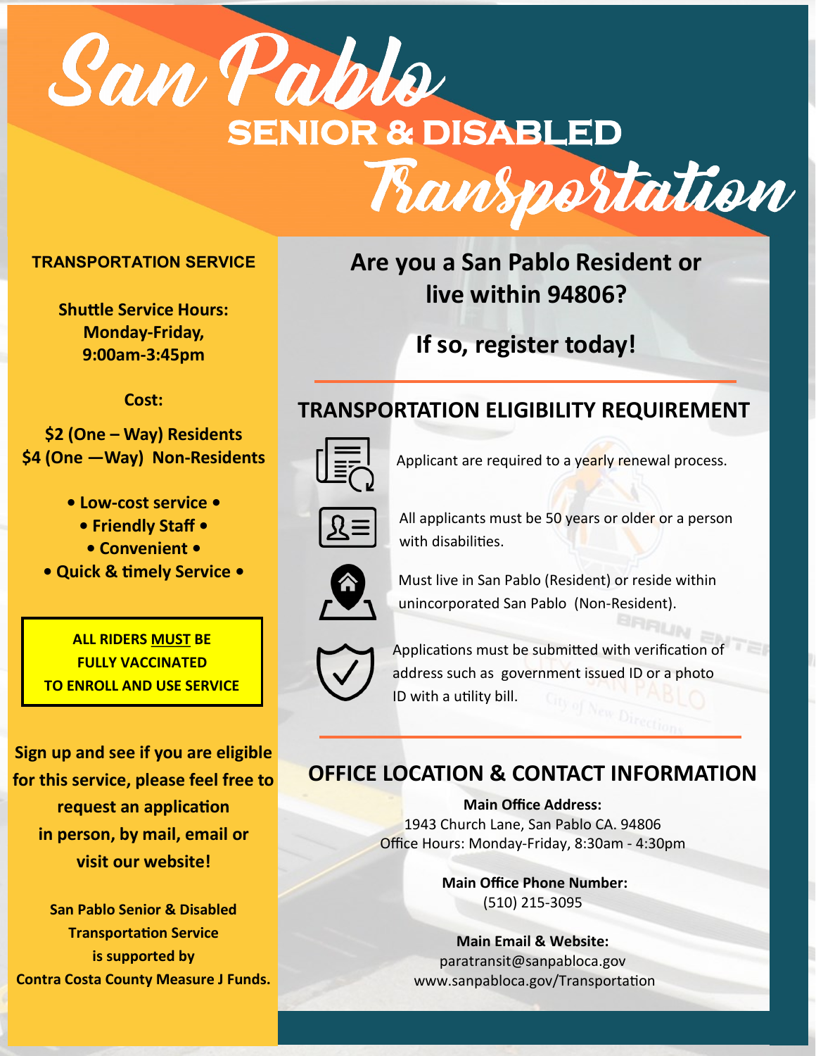# San Pablo

## SENIOR & DISABLED

## Transportation

### TRANSPORTATION SERVICE

**Shuttle Service Hours:**
**Monday-Friday,**
**9:00am-3:45pm**

**Cost:**

**$2 (One – Way) Residents**
**$4 (One —Way) Non-Residents**

**• Low-cost service •**
**• Friendly Staff •**
**• Convenient •**
**• Quick & timely Service •**

**ALL RIDERS MUST BE FULLY VACCINATED TO ENROLL AND USE SERVICE**

**Sign up and see if you are eligible for this service, please feel free to request an application in person, by mail, email or visit our website!**

**San Pablo Senior & Disabled Transportation Service is supported by Contra Costa County Measure J Funds.**

## Are you a San Pablo Resident or live within 94806?

## If so, register today!

### TRANSPORTATION ELIGIBILITY REQUIREMENT

- Applicant are required to a yearly renewal process.
- All applicants must be 50 years or older or a person with disabilities.
- Must live in San Pablo (Resident) or reside within unincorporated San Pablo (Non-Resident).
- Applications must be submitted with verification of address such as government issued ID or a photo ID with a utility bill.

### OFFICE LOCATION & CONTACT INFORMATION

**Main Office Address:**
1943 Church Lane, San Pablo CA. 94806
Office Hours: Monday-Friday, 8:30am - 4:30pm

**Main Office Phone Number:**
(510) 215-3095

**Main Email & Website:**
paratransit@sanpabloca.gov
www.sanpabloca.gov/Transportation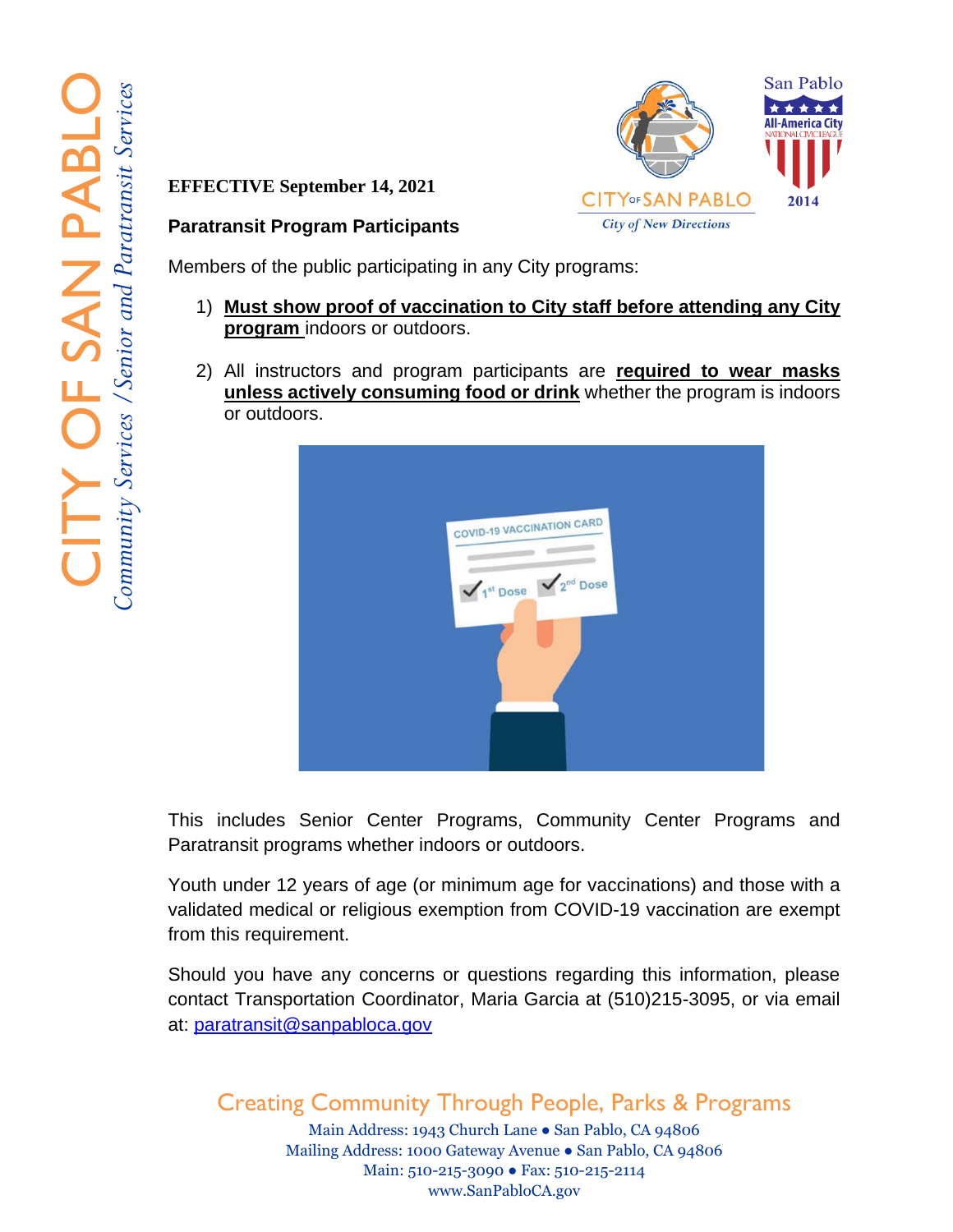CITY OF SAN PABLO
*Community Services / Senior and Paratransit Services*

**EFFECTIVE September 14, 2021**

**Paratransit Program Participants**

Members of the public participating in any City programs:

1) **Must show proof of vaccination to City staff before attending any City program** indoors or outdoors.

2) All instructors and program participants are **required to wear masks unless actively consuming food or drink** whether the program is indoors or outdoors.

This includes Senior Center Programs, Community Center Programs and Paratransit programs whether indoors or outdoors.

Youth under 12 years of age (or minimum age for vaccinations) and those with a validated medical or religious exemption from COVID-19 vaccination are exempt from this requirement.

Should you have any concerns or questions regarding this information, please contact Transportation Coordinator, Maria Garcia at (510)215-3095, or via email at: paratransit@sanpabloca.gov

Creating Community Through People, Parks & Programs

Main Address: 1943 Church Lane • San Pablo, CA 94806
Mailing Address: 1000 Gateway Avenue • San Pablo, CA 94806
Main: 510-215-3090 • Fax: 510-215-2114
www.SanPabloCA.gov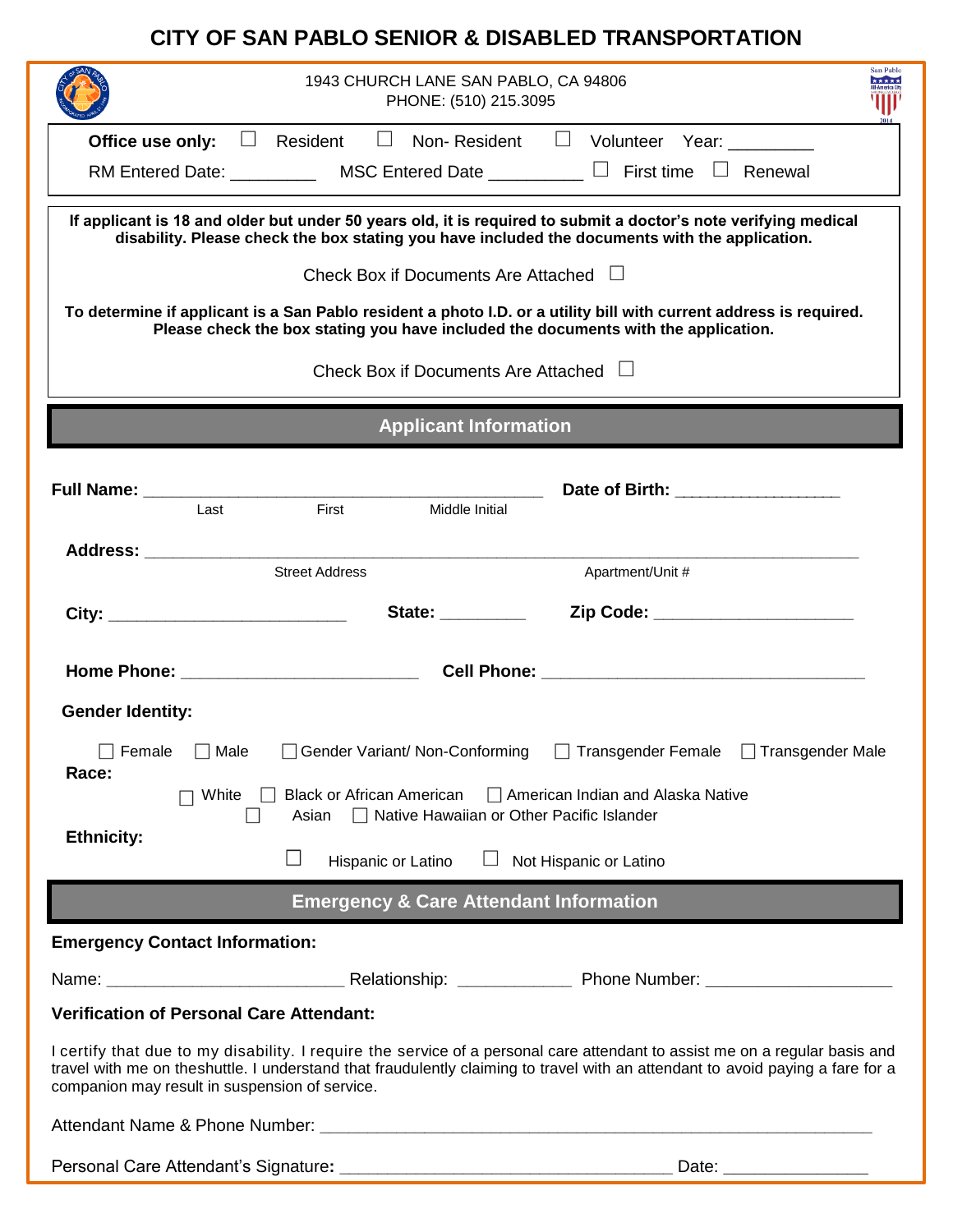# CITY OF SAN PABLO SENIOR & DISABLED TRANSPORTATION

1943 CHURCH LANE SAN PABLO, CA 94806
PHONE: (510) 215.3095

**Office use only:** ☐ Resident ☐ Non- Resident ☐ Volunteer Year: _________

RM Entered Date: _________ MSC Entered Date __________ ☐ First time ☐ Renewal

**If applicant is 18 and older but under 50 years old, it is required to submit a doctor's note verifying medical disability. Please check the box stating you have included the documents with the application.**

Check Box if Documents Are Attached ☐

**To determine if applicant is a San Pablo resident a photo I.D. or a utility bill with current address is required. Please check the box stating you have included the documents with the application.**

Check Box if Documents Are Attached ☐

## Applicant Information

**Full Name:** ____________________________________________ **Date of Birth:** __________________
Last First Middle Initial

**Address:** ________________________________________________________________________________
Street Address Apartment/Unit #

**City:** __________________________ **State:** _________ **Zip Code:** _____________________

**Home Phone:** __________________________ **Cell Phone:** ____________________________________

**Gender Identity:**

☐ Female ☐ Male ☐ Gender Variant/ Non-Conforming ☐ Transgender Female ☐ Transgender Male

**Race:**

☐ White ☐ Black or African American ☐ American Indian and Alaska Native
☐ Asian ☐ Native Hawaiian or Other Pacific Islander

**Ethnicity:**

☐ Hispanic or Latino ☐ Not Hispanic or Latino

## Emergency & Care Attendant Information

**Emergency Contact Information:**

Name: __________________________ Relationship: ____________ Phone Number: ____________________

**Verification of Personal Care Attendant:**

I certify that due to my disability. I require the service of a personal care attendant to assist me on a regular basis and travel with me on theshuttle. I understand that fraudulently claiming to travel with an attendant to avoid paying a fare for a companion may result in suspension of service.

Attendant Name & Phone Number: ____________________________________________________________

Personal Care Attendant's Signature**:** ____________________________________ Date: ________________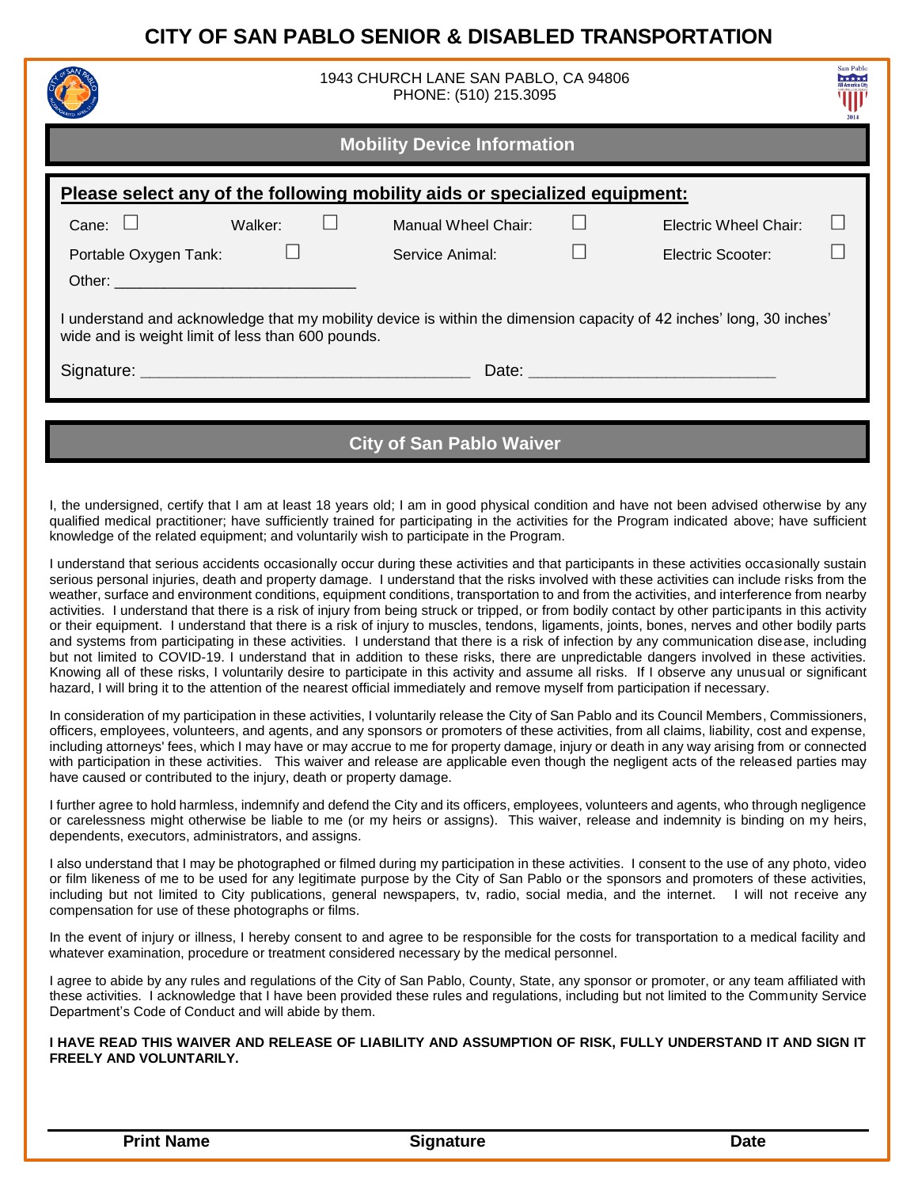# CITY OF SAN PABLO SENIOR & DISABLED TRANSPORTATION

1943 CHURCH LANE SAN PABLO, CA 94806
PHONE: (510) 215.3095

## Mobility Device Information

**Please select any of the following mobility aids or specialized equipment:**

| | | | | | | | |
|---|---|---|---|---|---|---|---|
| Cane: | ☐ | Walker: | ☐ | Manual Wheel Chair: | ☐ | Electric Wheel Chair: | ☐ |
| Portable Oxygen Tank: | ☐ | | | Service Animal: | ☐ | Electric Scooter: | ☐ |

Other: ____________________________

I understand and acknowledge that my mobility device is within the dimension capacity of 42 inches' long, 30 inches' wide and is weight limit of less than 600 pounds.

Signature: ___________________________________ Date: __________________________

## City of San Pablo Waiver

I, the undersigned, certify that I am at least 18 years old; I am in good physical condition and have not been advised otherwise by any qualified medical practitioner; have sufficiently trained for participating in the activities for the Program indicated above; have sufficient knowledge of the related equipment; and voluntarily wish to participate in the Program.

I understand that serious accidents occasionally occur during these activities and that participants in these activities occasionally sustain serious personal injuries, death and property damage. I understand that the risks involved with these activities can include risks from the weather, surface and environment conditions, equipment conditions, transportation to and from the activities, and interference from nearby activities. I understand that there is a risk of injury from being struck or tripped, or from bodily contact by other participants in this activity or their equipment. I understand that there is a risk of injury to muscles, tendons, ligaments, joints, bones, nerves and other bodily parts and systems from participating in these activities. I understand that there is a risk of infection by any communication disease, including but not limited to COVID-19. I understand that in addition to these risks, there are unpredictable dangers involved in these activities. Knowing all of these risks, I voluntarily desire to participate in this activity and assume all risks. If I observe any unusual or significant hazard, I will bring it to the attention of the nearest official immediately and remove myself from participation if necessary.

In consideration of my participation in these activities, I voluntarily release the City of San Pablo and its Council Members, Commissioners, officers, employees, volunteers, and agents, and any sponsors or promoters of these activities, from all claims, liability, cost and expense, including attorneys' fees, which I may have or may accrue to me for property damage, injury or death in any way arising from or connected with participation in these activities. This waiver and release are applicable even though the negligent acts of the released parties may have caused or contributed to the injury, death or property damage.

I further agree to hold harmless, indemnify and defend the City and its officers, employees, volunteers and agents, who through negligence or carelessness might otherwise be liable to me (or my heirs or assigns). This waiver, release and indemnity is binding on my heirs, dependents, executors, administrators, and assigns.

I also understand that I may be photographed or filmed during my participation in these activities. I consent to the use of any photo, video or film likeness of me to be used for any legitimate purpose by the City of San Pablo or the sponsors and promoters of these activities, including but not limited to City publications, general newspapers, tv, radio, social media, and the internet. I will not receive any compensation for use of these photographs or films.

In the event of injury or illness, I hereby consent to and agree to be responsible for the costs for transportation to a medical facility and whatever examination, procedure or treatment considered necessary by the medical personnel.

I agree to abide by any rules and regulations of the City of San Pablo, County, State, any sponsor or promoter, or any team affiliated with these activities. I acknowledge that I have been provided these rules and regulations, including but not limited to the Community Service Department's Code of Conduct and will abide by them.

**I HAVE READ THIS WAIVER AND RELEASE OF LIABILITY AND ASSUMPTION OF RISK, FULLY UNDERSTAND IT AND SIGN IT FREELY AND VOLUNTARILY.**

| **Print Name** | **Signature** | **Date** |
|---|---|---|
| | | |